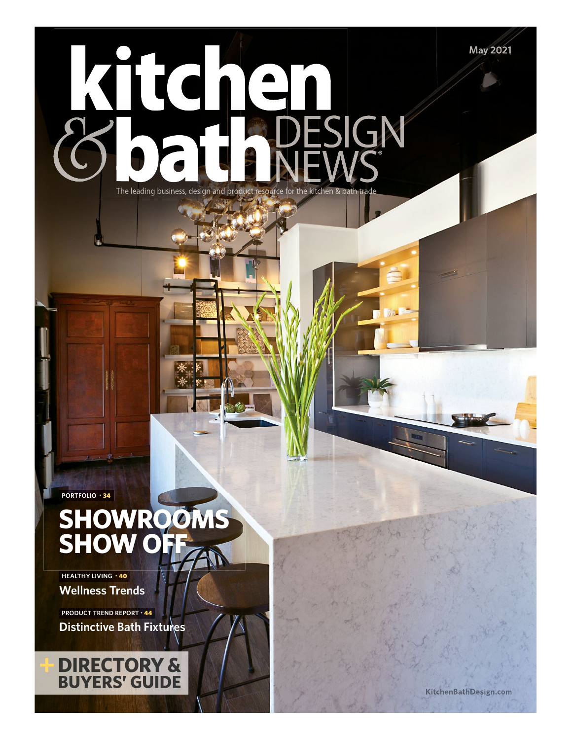May 2021

# kitchen & bath DESIGN NEWS®

The leading business, design and product resource for the kitchen & bath trade

**PORTFOLIO · 34**

## SHOWROOMS SHOW OFF

**HEALTHY LIVING · 40**

**Wellness Trends**

**PRODUCT TREND REPORT · 44**

**Distinctive Bath Fixtures**

**+ DIRECTORY & BUYERS' GUIDE**

KitchenBathDesign.com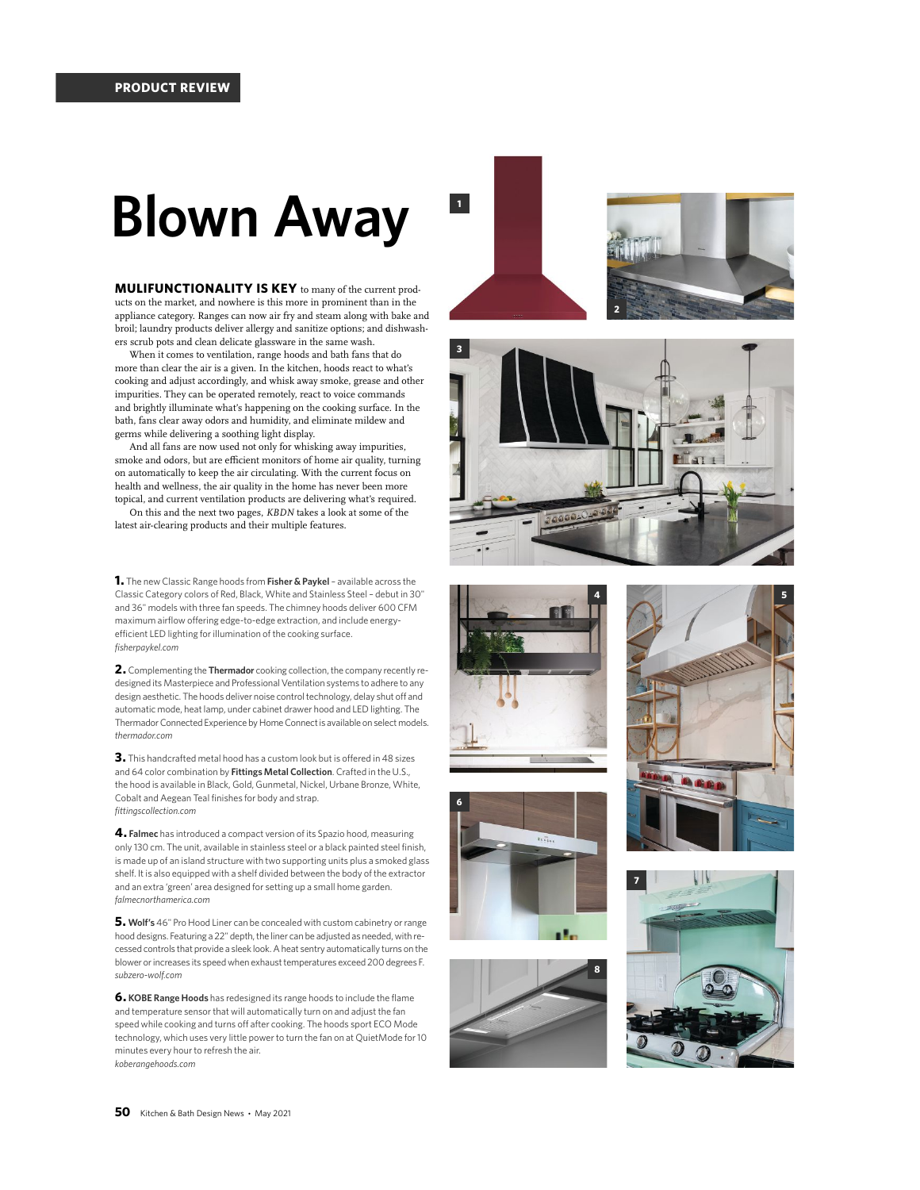PRODUCT REVIEW

# Blown Away

**MULIFUNCTIONALITY IS KEY** to many of the current products on the market, and nowhere is this more in prominent than in the appliance category. Ranges can now air fry and steam along with bake and broil; laundry products deliver allergy and sanitize options; and dishwashers scrub pots and clean delicate glassware in the same wash.

When it comes to ventilation, range hoods and bath fans that do more than clear the air is a given. In the kitchen, hoods react to what's cooking and adjust accordingly, and whisk away smoke, grease and other impurities. They can be operated remotely, react to voice commands and brightly illuminate what's happening on the cooking surface. In the bath, fans clear away odors and humidity, and eliminate mildew and germs while delivering a soothing light display.

And all fans are now used not only for whisking away impurities, smoke and odors, but are efficient monitors of home air quality, turning on automatically to keep the air circulating. With the current focus on health and wellness, the air quality in the home has never been more topical, and current ventilation products are delivering what's required.

On this and the next two pages, *KBDN* takes a look at some of the latest air-clearing products and their multiple features.

**1.** The new Classic Range hoods from **Fisher & Paykel** – available across the Classic Category colors of Red, Black, White and Stainless Steel – debut in 30" and 36" models with three fan speeds. The chimney hoods deliver 600 CFM maximum airflow offering edge-to-edge extraction, and include energy-efficient LED lighting for illumination of the cooking surface.
*fisherpaykel.com*

**2.** Complementing the **Thermador** cooking collection, the company recently redesigned its Masterpiece and Professional Ventilation systems to adhere to any design aesthetic. The hoods deliver noise control technology, delay shut off and automatic mode, heat lamp, under cabinet drawer hood and LED lighting. The Thermador Connected Experience by Home Connect is available on select models.
*thermador.com*

**3.** This handcrafted metal hood has a custom look but is offered in 48 sizes and 64 color combination by **Fittings Metal Collection**. Crafted in the U.S., the hood is available in Black, Gold, Gunmetal, Nickel, Urbane Bronze, White, Cobalt and Aegean Teal finishes for body and strap.
*fittingscollection.com*

**4.** **Falmec** has introduced a compact version of its Spazio hood, measuring only 130 cm. The unit, available in stainless steel or a black painted steel finish, is made up of an island structure with two supporting units plus a smoked glass shelf. It is also equipped with a shelf divided between the body of the extractor and an extra 'green' area designed for setting up a small home garden.
*falmecnorthamerica.com*

**5.** **Wolf's** 46" Pro Hood Liner can be concealed with custom cabinetry or range hood designs. Featuring a 22" depth, the liner can be adjusted as needed, with recessed controls that provide a sleek look. A heat sentry automatically turns on the blower or increases its speed when exhaust temperatures exceed 200 degrees F.
*subzero-wolf.com*

**6.** **KOBE Range Hoods** has redesigned its range hoods to include the flame and temperature sensor that will automatically turn on and adjust the fan speed while cooking and turns off after cooking. The hoods sport ECO Mode technology, which uses very little power to turn the fan on at QuietMode for 10 minutes every hour to refresh the air.
*koberangehoods.com*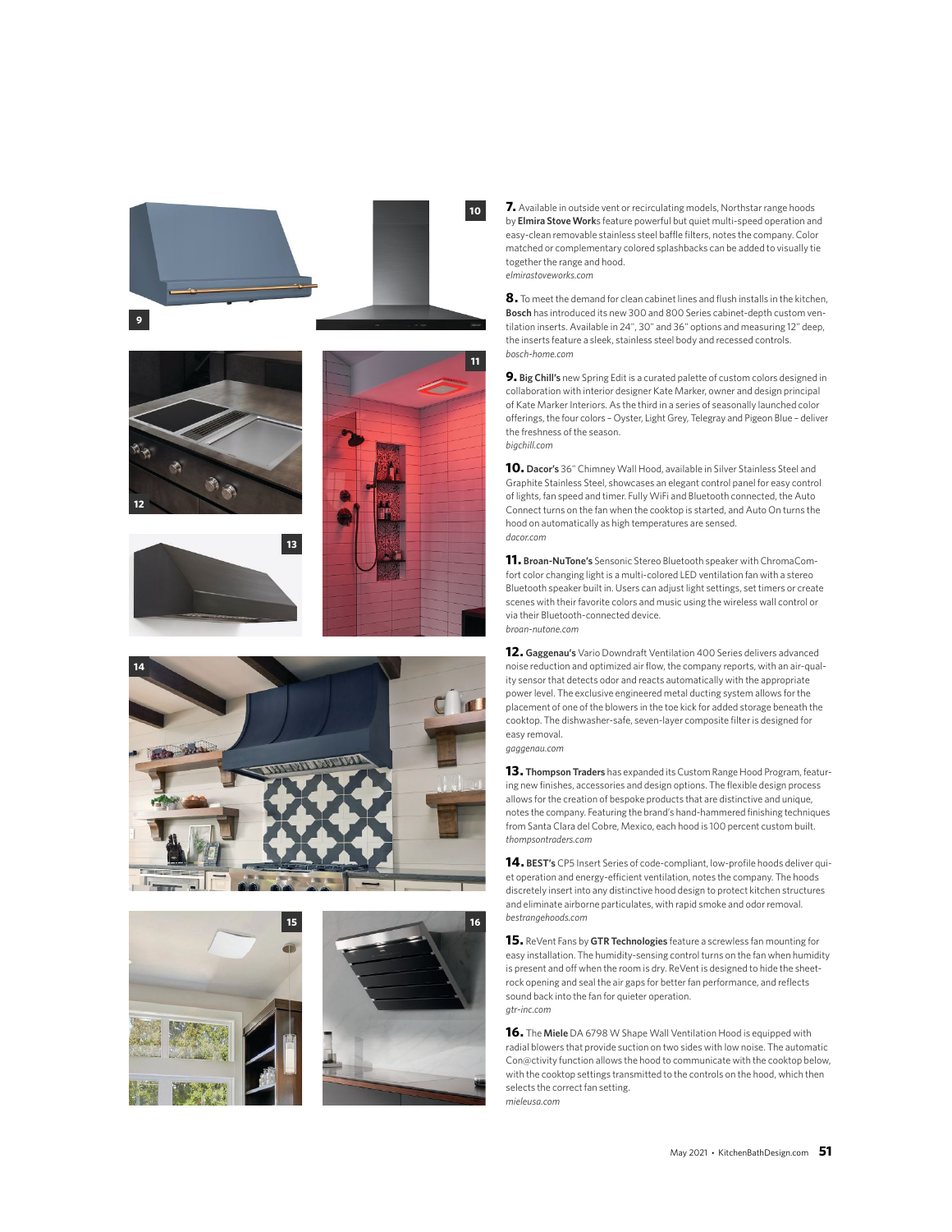**7.** Available in outside vent or recirculating models, Northstar range hoods by **Elmira Stove Work**s feature powerful but quiet multi-speed operation and easy-clean removable stainless steel baffle filters, notes the company. Color matched or complementary colored splashbacks can be added to visually tie together the range and hood.
*elmirastoveworks.com*

**8.** To meet the demand for clean cabinet lines and flush installs in the kitchen, **Bosch** has introduced its new 300 and 800 Series cabinet-depth custom ventilation inserts. Available in 24", 30" and 36" options and measuring 12" deep, the inserts feature a sleek, stainless steel body and recessed controls.
*bosch-home.com*

**9. Big Chill's** new Spring Edit is a curated palette of custom colors designed in collaboration with interior designer Kate Marker, owner and design principal of Kate Marker Interiors. As the third in a series of seasonally launched color offerings, the four colors – Oyster, Light Grey, Telegray and Pigeon Blue – deliver the freshness of the season.
*bigchill.com*

**10. Dacor's** 36" Chimney Wall Hood, available in Silver Stainless Steel and Graphite Stainless Steel, showcases an elegant control panel for easy control of lights, fan speed and timer. Fully WiFi and Bluetooth connected, the Auto Connect turns on the fan when the cooktop is started, and Auto On turns the hood on automatically as high temperatures are sensed.
*dacor.com*

**11. Broan-NuTone's** Sensonic Stereo Bluetooth speaker with ChromaComfort color changing light is a multi-colored LED ventilation fan with a stereo Bluetooth speaker built in. Users can adjust light settings, set timers or create scenes with their favorite colors and music using the wireless wall control or via their Bluetooth-connected device.
*broan-nutone.com*

**12. Gaggenau's** Vario Downdraft Ventilation 400 Series delivers advanced noise reduction and optimized air flow, the company reports, with an air-quality sensor that detects odor and reacts automatically with the appropriate power level. The exclusive engineered metal ducting system allows for the placement of one of the blowers in the toe kick for added storage beneath the cooktop. The dishwasher-safe, seven-layer composite filter is designed for easy removal.
*gaggenau.com*

**13. Thompson Traders** has expanded its Custom Range Hood Program, featuring new finishes, accessories and design options. The flexible design process allows for the creation of bespoke products that are distinctive and unique, notes the company. Featuring the brand's hand-hammered finishing techniques from Santa Clara del Cobre, Mexico, each hood is 100 percent custom built.
*thompsontraders.com*

**14. BEST's** CP5 Insert Series of code-compliant, low-profile hoods deliver quiet operation and energy-efficient ventilation, notes the company. The hoods discretely insert into any distinctive hood design to protect kitchen structures and eliminate airborne particulates, with rapid smoke and odor removal.
*bestrangehoods.com*

**15.** ReVent Fans by **GTR Technologies** feature a screwless fan mounting for easy installation. The humidity-sensing control turns on the fan when humidity is present and off when the room is dry. ReVent is designed to hide the sheetrock opening and seal the air gaps for better fan performance, and reflects sound back into the fan for quieter operation.
*gtr-inc.com*

**16.** The **Miele** DA 6798 W Shape Wall Ventilation Hood is equipped with radial blowers that provide suction on two sides with low noise. The automatic Con@ctivity function allows the hood to communicate with the cooktop below, with the cooktop settings transmitted to the controls on the hood, which then selects the correct fan setting.
*mieleusa.com*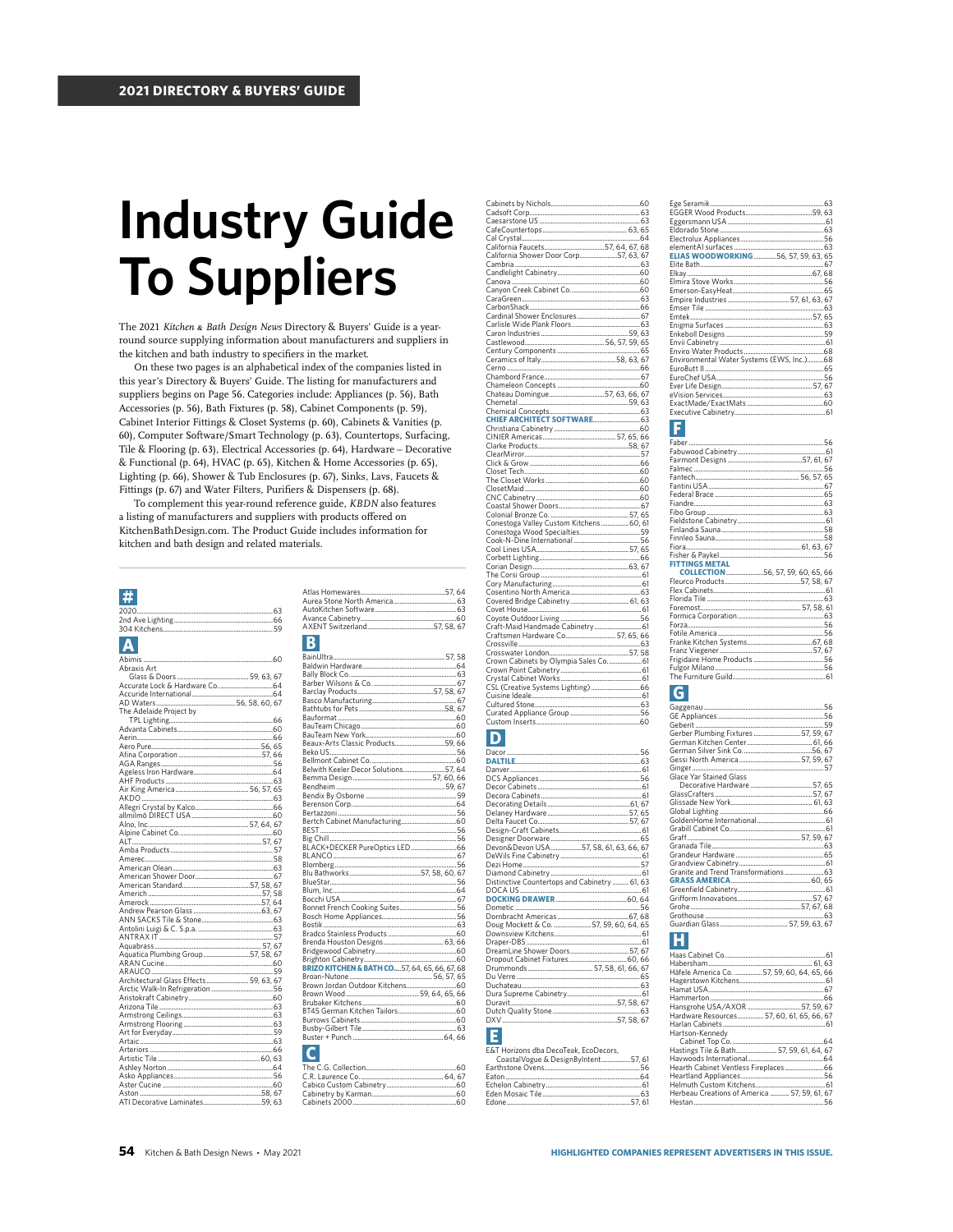# Industry Guide To Suppliers

The 2021 *Kitchen & Bath Design News* Directory & Buyers' Guide is a year-round source supplying information about manufacturers and suppliers in the kitchen and bath industry to specifiers in the market.

On these two pages is an alphabetical index of the companies listed in this year's Directory & Buyers' Guide. The listing for manufacturers and suppliers begins on Page 56. Categories include: Appliances (p. 56), Bath Accessories (p. 56), Bath Fixtures (p. 58), Cabinet Components (p. 59), Cabinet Interior Fittings & Closet Systems (p. 60), Cabinets & Vanities (p. 60), Computer Software/Smart Technology (p. 63), Countertops, Surfacing, Tile & Flooring (p. 63), Electrical Accessories (p. 64), Hardware – Decorative & Functional (p. 64), HVAC (p. 65), Kitchen & Home Accessories (p. 65), Lighting (p. 66), Shower & Tub Enclosures (p. 67), Sinks, Lavs, Faucets & Fittings (p. 67) and Water Filters, Purifiers & Dispensers (p. 68).

To complement this year-round reference guide, *KBDN* also features a listing of manufacturers and suppliers with products offered on KitchenBathDesign.com. The Product Guide includes information for kitchen and bath design and related materials.

## #

2020 ... 63
2nd Ave Lighting ... 66
304 Kitchens ... 59

## A

Abimis ... 60
Abraxis Art Glass & Doors ... 59, 63, 67
Accurate Lock & Hardware Co. ... 64
Accuride International ... 64
AD Waters ... 56, 58, 60, 67
The Adelaide Project by TPL Lighting ... 66
Advanta Cabinets ... 60
Aerin ... 66
Aero Pure ... 56, 65
Afina Corporation ... 57, 66
AGA Ranges ... 56
Ageless Iron Hardware ... 64
AHF Products ... 63
Air King America ... 56, 57, 65
AKDO ... 63
Allegri Crystal by Kalco ... 66
allmilmö DIRECT USA ... 60
Alno, Inc. ... 57, 64, 67
Alpine Cabinet Co. ... 60
ALT ... 57, 67
Amba Products ... 57
Amerec ... 58
American Olean ... 63
American Shower Door ... 67
American Standard ... 57, 58, 67
Americh ... 57, 58
Amerock ... 57, 64
Andrew Pearson Glass ... 63, 67
ANN SACKS Tile & Stone ... 63
Antolini Luigi & C. S.p.a. ... 63
ANTRAX IT ... 57
Aquabrass ... 57, 67
Aquatica Plumbing Group ... 57, 58, 67
ARAN Cucine ... 60
ARAUCO ... 59
Architectural Glass Effects ... 59, 63, 67
Arctic Walk-In Refrigeration ... 56
Aristokraft Cabinetry ... 60
Arizona Tile ... 63
Armstrong Ceilings ... 63
Armstrong Flooring ... 63
Art for Everyday ... 59
Artaic ... 63
Arteriors ... 66
Artistic Tile ... 60, 63
Ashley Norton ... 64
Asko Appliances ... 56
Aster Cucine ... 60
Aston ... 58, 67
ATI Decorative Laminates ... 59, 63
Atlas Homewares ... 57, 64
Aurea Stone North America ... 63
AutoKitchen Software ... 63
Avance Cabinetry ... 60
AXENT Switzerland ... 57, 58, 67

## B

BainUltra ... 57, 58
Baldwin Hardware ... 64
Bally Block Co. ... 63
Barber Wilsons & Co. ... 67
Barclay Products ... 57, 58, 67
Basco Manufacturing ... 67
Bathtubs for Pets ... 58, 67
Bauformat ... 60
BauTeam Chicago ... 60
BauTeam New York ... 60
Beaux-Arts Classic Products ... 59, 66
Beko US ... 56
Bellmont Cabinet Co. ... 60
Belwith Keeler Decor Solutions ... 57, 64
Bemma Design ... 57, 60, 66
Bendheim ... 59, 67
Bendix By Osborne ... 59
Berenson Corp. ... 64
Bertazzoni ... 56
Bertch Cabinet Manufacturing ... 60
BEST ... 56
Big Chill ... 56
BLACK+DECKER PureOptics LED ... 66
BLANCO ... 67
Blomberg ... 56
Blu Bathworks ... 57, 58, 60, 67
BlueStar ... 56
Blum, Inc. ... 64
Bocchi USA ... 67
Bonnet French Cooking Suites ... 56
Bosch Home Appliances ... 56
Bostik ... 63
Bradco Stainless Products ... 60
Brenda Houston Designs ... 63, 66
Bridgewood Cabinetry ... 60
Brighton Cabinetry ... 60
**BRIZO KITCHEN & BATH CO.** ... 57, 64, 65, 66, 67, 68
Brown Jordan Outdoor Kitchens ... 60
Brown Wood ... 59, 64, 65, 66
Brubaker Kitchens ... 60
BT45 German Kitchen Tailors ... 60
Burrows Cabinets ... 60
Busby-Gilbert Tile ... 63
Buster + Punch ... 64, 66

## C

The C.G. Collection ... 60
C.R. Laurence Co. ... 64, 67
Cabico Custom Cabinetry ... 60
Cabinetry by Karman ... 60
Cabinets 2000 ... 60
Cabinets by Nichols ... 60
Cadsoft Corp. ... 63
Caesarstone US ... 63
CafeCountertops ... 63, 65
Cal Crystal ... 64
California Faucets ... 57, 64, 67, 68
California Shower Door Corp. ... 57, 63, 67
Cambria ... 63
Candlelight Cabinetry ... 60
Canova ... 60
Canyon Creek Cabinet Co. ... 60
CaraGreen ... 63
CarbonShack ... 66
Cardinal Shower Enclosures ... 67
Carlisle Wide Plank Floors ... 63
Caron Industries ... 59, 63
Castlewood ... 56, 57, 59, 65
Century Components ... 65
Ceramics of Italy ... 58, 63, 67
Cerno ... 66
Chambord France ... 67
Chameleon Concepts ... 60
Chateau Domingue ... 57, 63, 66, 67
Chemetal ... 59, 63
Chemical Concepts ... 63
**CHIEF ARCHITECT SOFTWARE** ... 63
Christiana Cabinetry ... 60
CINIER Americas ... 57, 65, 66
Clarke Products ... 58, 67
ClearMirror ... 57
Click & Grow ... 66
Closet Tech ... 60
The Closet Works ... 60
ClosetMaid ... 60
CNC Cabinetry ... 60
Coastal Shower Doors ... 67
Colonial Bronze Co. ... 57, 65
Conestoga Valley Custom Kitchens ... 60, 61
Conestoga Wood Specialties ... 59
Cook-N-Dine International ... 56
Cool Lines USA ... 57, 65
Corbett Lighting ... 66
Corian Design ... 63, 67
The Corsi Group ... 61
Cory Manufacturing ... 61
Cosentino North America ... 63
Covered Bridge Cabinetry ... 61, 63
Covet House ... 61
Coyote Outdoor Living ... 56
Craft-Maid Handmade Cabinetry ... 61
Craftsmen Hardware Co. ... 57, 65, 66
Crossville ... 63
Crosswater London ... 57, 58
Crown Cabinets by Olympia Sales Co. ... 61
Crown Point Cabinetry ... 61
Crystal Cabinet Works ... 61
CSL (Creative Systems Lighting) ... 66
Cuisine Ideale ... 61
Cultured Stone ... 63
Curated Appliance Group ... 56
Custom Inserts ... 60

## D

Dacor ... 56
**DALTILE** ... 63
Danver ... 61
DCS Appliances ... 56
Decor Cabinets ... 61
Decora Cabinets ... 61
Decorating Details ... 61, 67
Delaney Hardware ... 57, 65
Delta Faucet Co. ... 57, 67
Design-Craft Cabinets ... 61
Designer Doorware ... 65
Devon&Devon USA ... 57, 58, 61, 63, 66, 67
DeWils Fine Cabinetry ... 61
Dezi Home ... 57
Diamond Cabinetry ... 61
Distinctive Countertops and Cabinetry ... 61, 63
DOCA US ... 61
**DOCKING DRAWER** ... 60, 64
Dometic ... 56
Dornbracht Americas ... 67, 68
Doug Mockett & Co. ... 57, 59, 60, 64, 65
Downsview Kitchens ... 61
Draper-DBS ... 61
DreamLine Shower Doors ... 57, 67
Dropout Cabinet Fixtures ... 60, 66
Drummonds ... 57, 58, 61, 66, 67
Du Verre ... 65
Duchateau ... 63
Dura Supreme Cabinetry ... 61
Duravit ... 57, 58, 67
Dutch Quality Stone ... 63
DXV ... 57, 58, 67

## E

E&T Horizons dba DecoTeak, EcoDecors, CoastalVogue & DesignByIntent ... 57, 61
Earthstone Ovens ... 56
Eaton ... 64
Echelon Cabinetry ... 61
Eden Mosaic Tile ... 63
Edone ... 57, 61
Ege Seramik ... 63
EGGER Wood Products ... 59, 63
Eggersmann USA ... 61
Eldorado Stone ... 63
Electrolux Appliances ... 56
elementAI surfaces ... 63
**ELIAS WOODWORKING** ... 56, 57, 59, 63, 65
Elite Bath ... 67
Elkay ... 67, 68
Elmira Stove Works ... 56
Emerson-EasyHeat ... 65
Empire Industries ... 57, 61, 63, 67
Emser Tile ... 63
Emtek ... 57, 65
Enigma Surfaces ... 63
Enkeboll Designs ... 59
Envii Cabinetry ... 61
Enviro Water Products ... 68
Environmental Water Systems (EWS, Inc.) ... 68
EuroButt II ... 65
EuroChef USA ... 56
Ever Life Design ... 57, 67
eVision Services ... 63
ExactMade/ExactMats ... 60
Executive Cabinetry ... 61

## F

Faber ... 56
Fabuwood Cabinetry ... 61
Fairmont Designs ... 57, 61, 67
Falmec ... 56
Fantech ... 56, 57, 65
Fantini USA ... 67
Federal Brace ... 65
Fiandre ... 63
Fibo Group ... 63
Fieldstone Cabinetry ... 61
Finlandia Sauna ... 58
Finnleo Sauna ... 58
Fiora ... 61, 63, 67
Fisher & Paykel ... 56
**FITTINGS METAL COLLECTION** ... 56, 57, 59, 60, 65, 66
Fleurco Products ... 57, 58, 67
Flex Cabinets ... 61
Florida Tile ... 63
Foremost ... 57, 58, 61
Formica Corporation ... 63
Forza ... 56
Fotile America ... 56
Franke Kitchen Systems ... 67, 68
Franz Viegener ... 57, 67
Frigidaire Home Products ... 56
Fulgor Milano ... 56
The Furniture Guild ... 61

## G

Gaggenau ... 56
GE Appliances ... 56
Geberit ... 59
Gerber Plumbing Fixtures ... 57, 59, 67
German Kitchen Center ... 61, 66
German Silver Sink Co. ... 56, 67
Gessi North America ... 57, 59, 67
Ginger ... 57
Glace Yar Stained Glass Decorative Hardware ... 57, 65
GlassCrafters ... 57, 67
Glissade New York ... 61, 63
Global Lighting ... 66
GoldenHome International ... 61
Graber Cabinet Co. ... 61
Graff ... 57, 59, 67
Granada Tile ... 63
Grandeur Hardware ... 65
Grandview Cabinetry ... 61
Granite and Trend Transformations ... 63
**GRASS AMERICA** ... 60, 65
Greenfield Cabinetry ... 61
Grifform Innovations ... 57, 67
Grohe ... 57, 67, 68
Grothouse ... 63
Guardian Glass ... 57, 59, 63, 67

## H

Haas Cabinet Co. ... 61
Habersham ... 61, 63
Häfele America Co. ... 57, 59, 60, 64, 65, 66
Hagerstown Kitchens ... 61
Hamat USA ... 67
Hammerton ... 66
Hansgrohe USA/AXOR ... 57, 59, 67
Hardware Resources ... 57, 60, 61, 65, 66, 67
Harlan Cabinets ... 61
Hartson-Kennedy Cabinet Top Co. ... 64
Hastings Tile & Bath ... 57, 59, 61, 64, 67
Havwoods International ... 64
Hearth Cabinet Ventless Fireplaces ... 66
Heartland Appliances ... 56
Helmuth Custom Kitchens ... 61
Herbeau Creations of America ... 57, 59, 61, 67
Hestan ... 56

HIGHLIGHTED COMPANIES REPRESENT ADVERTISERS IN THIS ISSUE.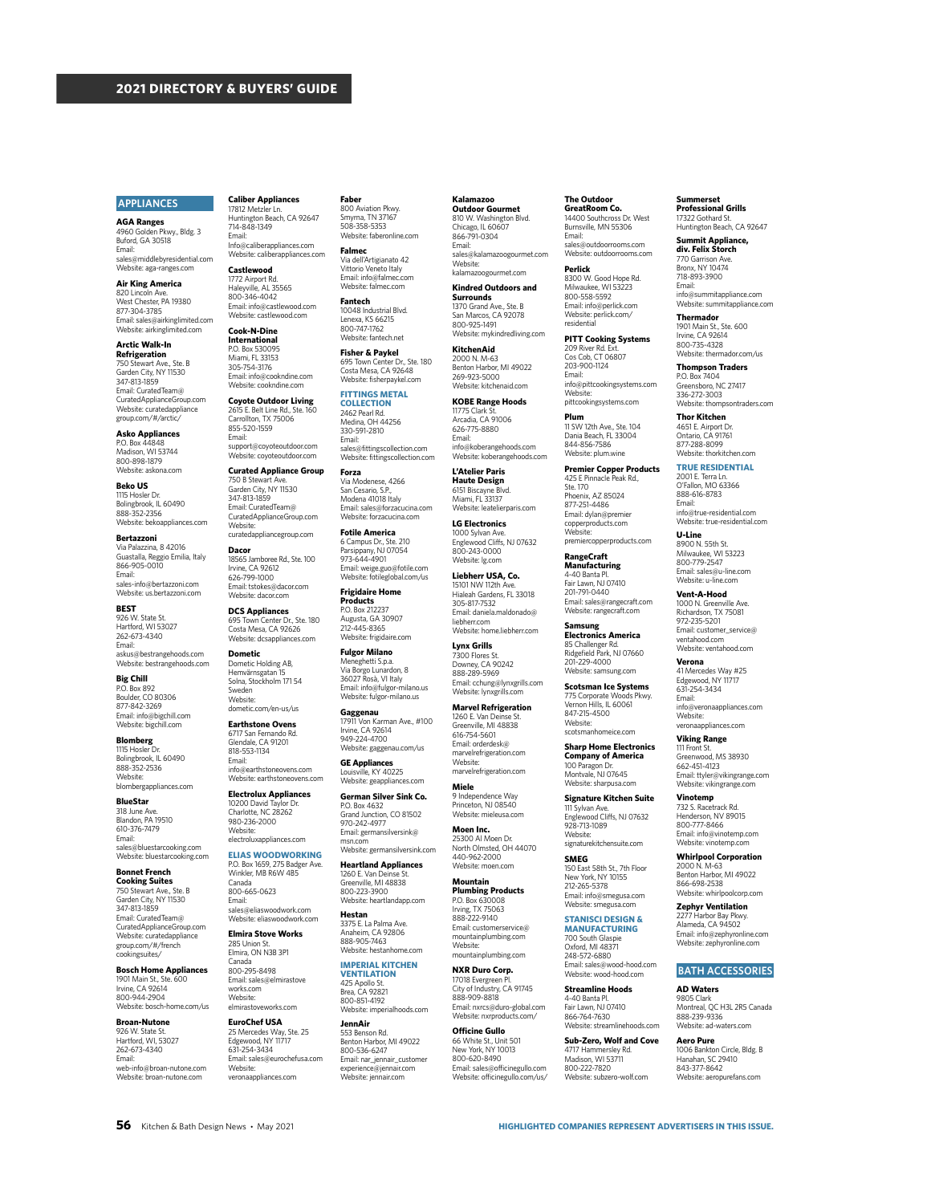# 2021 DIRECTORY & BUYERS' GUIDE

## APPLIANCES

**AGA Ranges**
4960 Golden Pkwy., Bldg. 3
Buford, GA 30518
Email: sales@middlebyresidential.com
Website: aga-ranges.com

**Air King America**
820 Lincoln Ave.
West Chester, PA 19380
877-304-3785
Email: sales@airkinglimited.com
Website: airkinglimited.com

**Arctic Walk-In Refrigeration**
750 Stewart Ave., Ste. B
Garden City, NY 11530
347-813-1859
Email: CuratedTeam@CuratedApplianceGroup.com
Website: curatedappliancegroup.com/#/arctic/

**Asko Appliances**
P.O. Box 44848
Madison, WI 53744
800-898-1879
Website: askona.com

**Beko US**
1115 Hosler Dr.
Bolingbrook, IL 60490
888-352-2356
Website: bekoappliances.com

**Bertazzoni**
Via Palazzina, 8 42016
Guastalla, Reggio Emilia, Italy
866-905-0010
Email: sales-info@bertazzoni.com
Website: us.bertazzoni.com

**BEST**
926 W. State St.
Hartford, WI 53027
262-673-4340
Email: askus@bestrangehoods.com
Website: bestrangehoods.com

**Big Chill**
P.O. Box 892
Boulder, CO 80306
877-842-3269
Email: info@bigchill.com
Website: bigchill.com

**Blomberg**
1115 Hosler Dr.
Bolingbrook, IL 60490
888-352-2536
Website: blombergappliances.com

**BlueStar**
318 June Ave.
Blandon, PA 19510
610-376-7479
Email: sales@bluestarcooking.com
Website: bluestarcooking.com

**Bonnet French Cooking Suites**
750 Stewart Ave., Ste. B
Garden City, NY 11530
347-813-1859
Email: CuratedTeam@CuratedApplianceGroup.com
Website: curatedappliancegroup.com/#/french cookingsuites/

**Bosch Home Appliances**
1901 Main St., Ste. 600
Irvine, CA 92614
800-944-2904
Website: bosch-home.com/us

**Broan-Nutone**
926 W. State St.
Hartford, WI, 53027
262-673-4340
Email: web-info@broan-nutone.com
Website: broan-nutone.com

**Caliber Appliances**
17812 Metzler Ln.
Huntington Beach, CA 92647
714-848-1349
Email: Info@caliberappliances.com
Website: caliberappliances.com

**Castlewood**
1772 Airport Rd.
Haleyville, AL 35565
800-346-4042
Email: info@castlewood.com
Website: castlewood.com

**Cook-N-Dine International**
P.O. Box 530095
Miami, FL 33153
305-754-3176
Email: info@cookndine.com
Website: cookndine.com

**Coyote Outdoor Living**
2615 E. Belt Line Rd., Ste. 160
Carrollton, TX 75006
855-520-1559
Email: support@coyoteoutdoor.com
Website: coyoteoutdoor.com

**Curated Appliance Group**
750 B Stewart Ave.
Garden City, NY 11530
347-813-1859
Email: CuratedTeam@CuratedApplianceGroup.com
Website: curatedappliancegroup.com

**Dacor**
18565 Jamboree Rd., Ste. 100
Irvine, CA 92612
626-799-1000
Email: tstokes@dacor.com
Website: dacor.com

**DCS Appliances**
695 Town Center Dr., Ste. 180
Costa Mesa, CA 92626
Website: dcsappliances.com

**Dometic**
Dometic Holding AB,
Hemvärnsgatan 15
Solna, Stockholm 171 54
Sweden
Website: dometic.com/en-us/us

**Earthstone Ovens**
6717 San Fernando Rd.
Glendale, CA 91201
818-553-1134
Email: info@earthstoneovens.com
Website: earthstoneovens.com

**Electrolux Appliances**
10200 David Taylor Dr.
Charlotte, NC 28262
980-236-2000
Website: electroluxappliances.com

**ELIAS WOODWORKING**
P.O. Box 1659, 275 Badger Ave.
Winkler, MB R6W 4B5
Canada
800-665-0623
Email: sales@eliaswoodwork.com
Website: eliaswoodwork.com

**Elmira Stove Works**
285 Union St.
Elmira, ON N3B 3P1
Canada
800-295-8498
Email: sales@elmirastoveworks.com
Website: elmirastoveworks.com

**EuroChef USA**
25 Mercedes Way, Ste. 25
Edgewood, NY 11717
631-254-3434
Email: sales@eurochefusa.com
Website: veronaappliances.com

**Faber**
800 Aviation Pkwy.
Smyrna, TN 37167
508-358-5353
Website: faberonline.com

**Falmec**
Via dell'Artigianato 42
Vittorio Veneto Italy
Email: info@falmec.com
Website: falmec.com

**Fantech**
10048 Industrial Blvd.
Lenexa, KS 66215
800-747-1762
Website: fantech.net

**Fisher & Paykel**
695 Town Center Dr., Ste. 180
Costa Mesa, CA 92648
Website: fisherpaykel.com

**FITTINGS METAL COLLECTION**
2462 Pearl Rd.
Medina, OH 44256
330-591-2810
Email: info@fittingscollection.com
Website: fittingscollection.com

**Forza**
Via Modenese, 4266
San Cesario, S.P.,
Modena 41018 Italy
Email: sales@forzacucina.com
Website: forzacucina.com

**Fotile America**
6 Campus Dr., Ste. 210
Parsippany, NJ 07054
973-644-4901
Email: weige.guo@fotile.com
Website: fotileglobal.com/us

**Frigidaire Home Products**
P.O. Box 212237
Augusta, GA 30907
212-445-8365
Website: frigidaire.com

**Fulgor Milano**
Meneghetti S.p.a.
Via Borgo Lunardon, 8
36027 Rosà, VI Italy
Email: info@fulgor-milano.us
Website: fulgor-milano.us

**Gaggenau**
17911 Von Karman Ave., #100
Irvine, CA 92614
949-224-4700
Website: gaggenau.com/us

**GE Appliances**
Louisville, KY 40225
Website: geappliances.com

**German Silver Sink Co.**
P.O. Box 4632
Grand Junction, CO 81502
970-242-4977
Email: germansilversink@msn.com
Website: germansilversink.com

**Heartland Appliances**
1260 E. Van Deinse St.
Greenville, MI 48838
800-223-3900
Website: heartlandapp.com

**Hestan**
3375 E. La Palma Ave.
Anaheim, CA 92806
888-905-7463
Website: hestanhome.com

**IMPERIAL KITCHEN VENTILATION**
425 Apollo St.
Brea, CA 92821
800-851-4192
Website: imperialhoods.com

**JennAir**
553 Benson Rd.
Benton Harbor, MI 49022
800-536-6247
Email: nar_jennair_customer experience@jennair.com
Website: jennair.com

**Kalamazoo Outdoor Gourmet**
810 W. Washington Blvd.
Chicago, IL 60607
866-791-0304
Email: sales@kalamazoogourmet.com
Website: kalamazoogourmet.com

**Kindred Outdoors and Surrounds**
1370 Grand Ave., Ste. B
San Marcos, CA 92078
800-925-1491
Website: mykindredliving.com

**KitchenAid**
2000 N. M-63
Benton Harbor, MI 49022
269-923-5000
Website: kitchenaid.com

**KOBE Range Hoods**
11775 Clark St.
Arcadia, CA 91006
626-775-8880
Email: info@koberangehoods.com
Website: koberangehoods.com

**L'Atelier Paris Haute Design**
6151 Biscayne Blvd.
Miami, FL 33137
Website: leatelierparis.com

**LG Electronics**
1000 Sylvan Ave.
Englewood Cliffs, NJ 07632
800-243-0000
Website: lg.com

**Liebherr USA, Co.**
15101 NW 112th Ave.
Hialeah Gardens, FL 33018
305-817-7532
Email: daniela.maldonado@liebherr.com
Website: home.liebherr.com

**Lynx Grills**
7300 Flores St.
Downey, CA 90242
888-289-5969
Email: cchung@lynxgrills.com
Website: lynxgrills.com

**Marvel Refrigeration**
1260 E. Van Deinse St.
Greenville, MI 48838
616-754-5601
Email: orderdesk@marvelrefrigeration.com
Website: marvelrefrigeration.com

**Miele**
9 Independence Way
Princeton, NJ 08540
Website: mieleusa.com

**Moen Inc.**
25300 Al Moen Dr.
North Olmsted, OH 44070
440-962-2000
Website: moen.com

**Mountain Plumbing Products**
P.O. Box 630008
Irving, TX 75063
888-222-9140
Email: customerservice@mountainplumbing.com
Website: mountainplumbing.com

**NXR Duro Corp.**
17018 Evergreen Pl.
City of Industry, CA 91745
888-909-8818
Email: nxrcs@duro-global.com
Website: nxrproducts.com/

**Officine Gullo**
66 White St., Unit 501
New York, NY 10013
800-620-8490
Email: sales@officinegullo.com
Website: officinegullo.com/us/

**The Outdoor GreatRoom Co.**
14400 Southcross Dr. West
Burnsville, MN 55306
Email: sales@outdoorrooms.com
Website: outdoorrooms.com

**Perlick**
8300 W. Good Hope Rd.
Milwaukee, WI 53223
800-558-5592
Email: info@perlick.com
Website: perlick.com/residential

**PITT Cooking Systems**
209 River Rd. Ext.
Cos Cob, CT 06807
203-900-1124
Email: info@pittcookingsystems.com
Website: pittcookingsystems.com

**Plum**
11 SW 12th Ave., Ste. 104
Dania Beach, FL 33004
844-856-7586
Website: plum.wine

**Premier Copper Products**
425 E Pinnacle Peak Rd., Ste. 170
Phoenix, AZ 85024
877-251-4486
Email: dylan@premiercopperproducts.com
Website: premiercopperproducts.com

**RangeCraft Manufacturing**
4-40 Banta Pl.
Fair Lawn, NJ 07410
201-791-0440
Email: sales@rangecraft.com
Website: rangecraft.com

**Samsung Electronics America**
85 Challenger Rd.
Ridgefield Park, NJ 07660
201-229-4000
Website: samsung.com

**Scotsman Ice Systems**
775 Corporate Woods Pkwy.
Vernon Hills, IL 60061
847-215-4500
Website: scotsmanhomeice.com

**Sharp Home Electronics Company of America**
100 Paragon Dr.
Montvale, NJ 07645
Website: sharpusa.com

**Signature Kitchen Suite**
111 Sylvan Ave.
Englewood Cliffs, NJ 07632
928-713-1089
Website: signaturekitchensuite.com

**SMEG**
150 East 58th St., 7th Floor
New York, NY 10155
212-265-5378
Email: info@smegusa.com
Website: smegusa.com

**STANISCI DESIGN & MANUFACTURING**
700 South Glaspie
Oxford, MI 48371
248-572-6880
Email: sales@wood-hood.com
Website: wood-hood.com

**Streamline Hoods**
4-40 Banta Pl.
Fair Lawn, NJ 07410
866-764-7630
Website: streamlinehoods.com

**Sub-Zero, Wolf and Cove**
4717 Hammersley Rd.
Madison, WI 53711
800-222-7820
Website: subzero-wolf.com

**Summerset Professional Grills**
17322 Gothard St.
Huntington Beach, CA 92647

**Summit Appliance, div. Felix Storch**
770 Garrison Ave.
Bronx, NY 10474
718-893-3900
Email: info@summitappliance.com
Website: summitappliance.com

**Thermador**
1901 Main St., Ste. 600
Irvine, CA 92614
800-735-4328
Website: thermador.com/us

**Thompson Traders**
P.O. Box 7404
Greensboro, NC 27417
336-272-3003
Website: thompsontraders.com

**Thor Kitchen**
4651 E. Airport Dr.
Ontario, CA 91761
877-288-8099
Website: thorkitchen.com

**TRUE RESIDENTIAL**
2001 E. Terra Ln.
O'Fallon, MO 63366
888-616-8783
Email: info@true-residential.com
Website: true-residential.com

**U-Line**
8900 N. 55th St.
Milwaukee, WI 53223
800-779-2547
Email: sales@u-line.com
Website: u-line.com

**Vent-A-Hood**
1000 N. Greenville Ave.
Richardson, TX 75081
972-235-5201
Email: customer_service@ventahood.com
Website: ventahood.com

**Verona**
41 Mercedes Way #25
Edgewood, NY 11717
631-254-3434
Email: info@veronaappliances.com
Website: veronaappliances.com

**Viking Range**
111 Front St.
Greenwood, MS 38930
662-451-4123
Email: ttyler@vikingrange.com
Website: vikingrange.com

**Vinotemp**
732 S. Racetrack Rd.
Henderson, NV 89015
800-777-8466
Email: info@vinotemp.com
Website: vinotemp.com

**Whirlpool Corporation**
2000 N. M-63
Benton Harbor, MI 49022
866-698-2538
Website: whirlpoolcorp.com

**Zephyr Ventilation**
2277 Harbor Bay Pkwy.
Alameda, CA 94502
Email: info@zephyronline.com
Website: zephyronline.com

## BATH ACCESSORIES

**AD Waters**
9805 Clark
Montreal, QC H3L 2R5 Canada
888-239-9336
Website: ad-waters.com

**Aero Pure**
1006 Bankton Circle, Bldg. B
Hanahan, SC 29410
843-377-8642
Website: aeropurefans.com

HIGHLIGHTED COMPANIES REPRESENT ADVERTISERS IN THIS ISSUE.